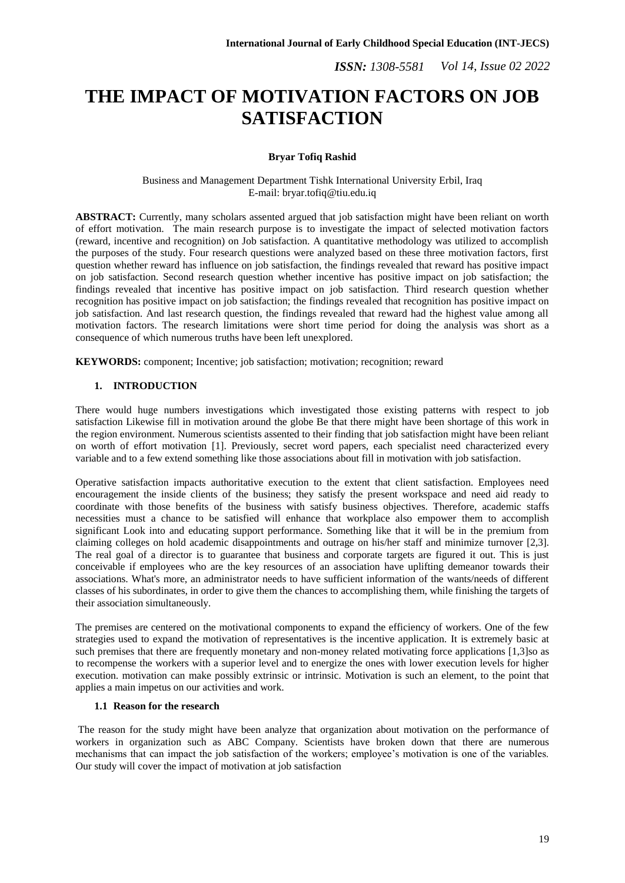# THE IMPACT OF MOTIVATION FACTORS ON JOB SATISFACTION

**Bryar Tofiq Rashid**

Business and Management Department Tishk International University Erbil, Iraq
E-mail: bryar.tofiq@tiu.edu.iq

**ABSTRACT:** Currently, many scholars assented argued that job satisfaction might have been reliant on worth of effort motivation. The main research purpose is to investigate the impact of selected motivation factors (reward, incentive and recognition) on Job satisfaction. A quantitative methodology was utilized to accomplish the purposes of the study. Four research questions were analyzed based on these three motivation factors, first question whether reward has influence on job satisfaction, the findings revealed that reward has positive impact on job satisfaction. Second research question whether incentive has positive impact on job satisfaction; the findings revealed that incentive has positive impact on job satisfaction. Third research question whether recognition has positive impact on job satisfaction; the findings revealed that recognition has positive impact on job satisfaction. And last research question, the findings revealed that reward had the highest value among all motivation factors. The research limitations were short time period for doing the analysis was short as a consequence of which numerous truths have been left unexplored.

**KEYWORDS:** component; Incentive; job satisfaction; motivation; recognition; reward

## 1. INTRODUCTION

There would huge numbers investigations which investigated those existing patterns with respect to job satisfaction Likewise fill in motivation around the globe Be that there might have been shortage of this work in the region environment. Numerous scientists assented to their finding that job satisfaction might have been reliant on worth of effort motivation [1]. Previously, secret word papers, each specialist need characterized every variable and to a few extend something like those associations about fill in motivation with job satisfaction.

Operative satisfaction impacts authoritative execution to the extent that client satisfaction. Employees need encouragement the inside clients of the business; they satisfy the present workspace and need aid ready to coordinate with those benefits of the business with satisfy business objectives. Therefore, academic staffs necessities must a chance to be satisfied will enhance that workplace also empower them to accomplish significant Look into and educating support performance. Something like that it will be in the premium from claiming colleges on hold academic disappointments and outrage on his/her staff and minimize turnover [2,3]. The real goal of a director is to guarantee that business and corporate targets are figured it out. This is just conceivable if employees who are the key resources of an association have uplifting demeanor towards their associations. What's more, an administrator needs to have sufficient information of the wants/needs of different classes of his subordinates, in order to give them the chances to accomplishing them, while finishing the targets of their association simultaneously.

The premises are centered on the motivational components to expand the efficiency of workers. One of the few strategies used to expand the motivation of representatives is the incentive application. It is extremely basic at such premises that there are frequently monetary and non-money related motivating force applications [1,3]so as to recompense the workers with a superior level and to energize the ones with lower execution levels for higher execution. motivation can make possibly extrinsic or intrinsic. Motivation is such an element, to the point that applies a main impetus on our activities and work.

### 1.1 Reason for the research

The reason for the study might have been analyze that organization about motivation on the performance of workers in organization such as ABC Company. Scientists have broken down that there are numerous mechanisms that can impact the job satisfaction of the workers; employee's motivation is one of the variables. Our study will cover the impact of motivation at job satisfaction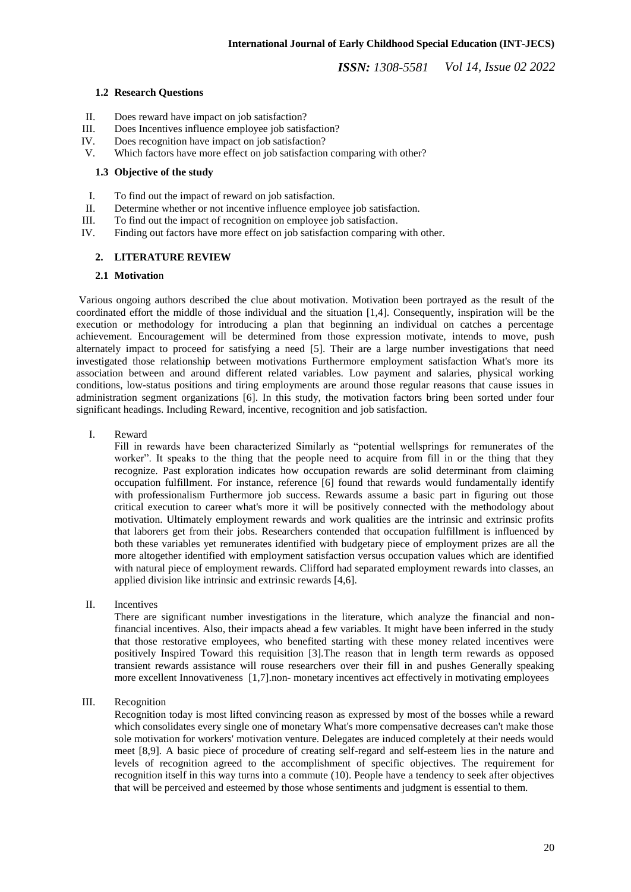### 1.2 Research Questions

II. Does reward have impact on job satisfaction?
III. Does Incentives influence employee job satisfaction?
IV. Does recognition have impact on job satisfaction?
V. Which factors have more effect on job satisfaction comparing with other?

### 1.3 Objective of the study

I. To find out the impact of reward on job satisfaction.
II. Determine whether or not incentive influence employee job satisfaction.
III. To find out the impact of recognition on employee job satisfaction.
IV. Finding out factors have more effect on job satisfaction comparing with other.

## 2. LITERATURE REVIEW

### 2.1 Motivation

Various ongoing authors described the clue about motivation. Motivation been portrayed as the result of the coordinated effort the middle of those individual and the situation [1,4]. Consequently, inspiration will be the execution or methodology for introducing a plan that beginning an individual on catches a percentage achievement. Encouragement will be determined from those expression motivate, intends to move, push alternately impact to proceed for satisfying a need [5]. Their are a large number investigations that need investigated those relationship between motivations Furthermore employment satisfaction What's more its association between and around different related variables. Low payment and salaries, physical working conditions, low-status positions and tiring employments are around those regular reasons that cause issues in administration segment organizations [6]. In this study, the motivation factors bring been sorted under four significant headings. Including Reward, incentive, recognition and job satisfaction.

I. Reward

Fill in rewards have been characterized Similarly as "potential wellsprings for remunerates of the worker". It speaks to the thing that the people need to acquire from fill in or the thing that they recognize. Past exploration indicates how occupation rewards are solid determinant from claiming occupation fulfillment. For instance, reference [6] found that rewards would fundamentally identify with professionalism Furthermore job success. Rewards assume a basic part in figuring out those critical execution to career what's more it will be positively connected with the methodology about motivation. Ultimately employment rewards and work qualities are the intrinsic and extrinsic profits that laborers get from their jobs. Researchers contended that occupation fulfillment is influenced by both these variables yet remunerates identified with budgetary piece of employment prizes are all the more altogether identified with employment satisfaction versus occupation values which are identified with natural piece of employment rewards. Clifford had separated employment rewards into classes, an applied division like intrinsic and extrinsic rewards [4,6].

II. Incentives

There are significant number investigations in the literature, which analyze the financial and non-financial incentives. Also, their impacts ahead a few variables. It might have been inferred in the study that those restorative employees, who benefited starting with these money related incentives were positively Inspired Toward this requisition [3].The reason that in length term rewards as opposed transient rewards assistance will rouse researchers over their fill in and pushes Generally speaking more excellent Innovativeness [1,7].non- monetary incentives act effectively in motivating employees

III. Recognition

Recognition today is most lifted convincing reason as expressed by most of the bosses while a reward which consolidates every single one of monetary What's more compensative decreases can't make those sole motivation for workers' motivation venture. Delegates are induced completely at their needs would meet [8,9]. A basic piece of procedure of creating self-regard and self-esteem lies in the nature and levels of recognition agreed to the accomplishment of specific objectives. The requirement for recognition itself in this way turns into a commute (10). People have a tendency to seek after objectives that will be perceived and esteemed by those whose sentiments and judgment is essential to them.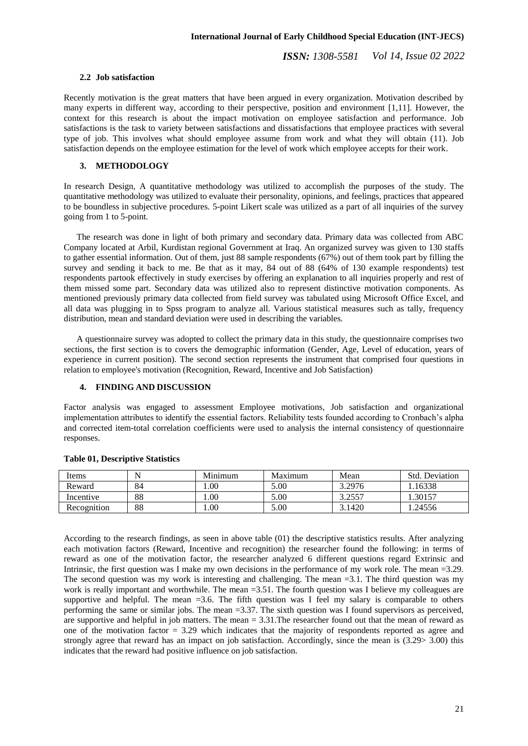### 2.2 Job satisfaction

Recently motivation is the great matters that have been argued in every organization. Motivation described by many experts in different way, according to their perspective, position and environment [1,11]. However, the context for this research is about the impact motivation on employee satisfaction and performance. Job satisfactions is the task to variety between satisfactions and dissatisfactions that employee practices with several type of job. This involves what should employee assume from work and what they will obtain (11). Job satisfaction depends on the employee estimation for the level of work which employee accepts for their work.

## 3. METHODOLOGY

In research Design, A quantitative methodology was utilized to accomplish the purposes of the study. The quantitative methodology was utilized to evaluate their personality, opinions, and feelings, practices that appeared to be boundless in subjective procedures. 5-point Likert scale was utilized as a part of all inquiries of the survey going from 1 to 5-point.

The research was done in light of both primary and secondary data. Primary data was collected from ABC Company located at Arbil, Kurdistan regional Government at Iraq. An organized survey was given to 130 staffs to gather essential information. Out of them, just 88 sample respondents (67%) out of them took part by filling the survey and sending it back to me. Be that as it may, 84 out of 88 (64% of 130 example respondents) test respondents partook effectively in study exercises by offering an explanation to all inquiries properly and rest of them missed some part. Secondary data was utilized also to represent distinctive motivation components. As mentioned previously primary data collected from field survey was tabulated using Microsoft Office Excel, and all data was plugging in to Spss program to analyze all. Various statistical measures such as tally, frequency distribution, mean and standard deviation were used in describing the variables.

A questionnaire survey was adopted to collect the primary data in this study, the questionnaire comprises two sections, the first section is to covers the demographic information (Gender, Age, Level of education, years of experience in current position). The second section represents the instrument that comprised four questions in relation to employee's motivation (Recognition, Reward, Incentive and Job Satisfaction)

## 4. FINDING AND DISCUSSION

Factor analysis was engaged to assessment Employee motivations, Job satisfaction and organizational implementation attributes to identify the essential factors. Reliability tests founded according to Cronbach's alpha and corrected item-total correlation coefficients were used to analysis the internal consistency of questionnaire responses.

**Table 01, Descriptive Statistics**

| Items | N | Minimum | Maximum | Mean | Std. Deviation |
|---|---|---|---|---|---|
| Reward | 84 | 1.00 | 5.00 | 3.2976 | 1.16338 |
| Incentive | 88 | 1.00 | 5.00 | 3.2557 | 1.30157 |
| Recognition | 88 | 1.00 | 5.00 | 3.1420 | 1.24556 |

According to the research findings, as seen in above table (01) the descriptive statistics results. After analyzing each motivation factors (Reward, Incentive and recognition) the researcher found the following: in terms of reward as one of the motivation factor, the researcher analyzed 6 different questions regard Extrinsic and Intrinsic, the first question was I make my own decisions in the performance of my work role. The mean =3.29. The second question was my work is interesting and challenging. The mean =3.1. The third question was my work is really important and worthwhile. The mean =3.51. The fourth question was I believe my colleagues are supportive and helpful. The mean =3.6. The fifth question was I feel my salary is comparable to others performing the same or similar jobs. The mean =3.37. The sixth question was I found supervisors as perceived, are supportive and helpful in job matters. The mean = 3.31.The researcher found out that the mean of reward as one of the motivation factor = 3.29 which indicates that the majority of respondents reported as agree and strongly agree that reward has an impact on job satisfaction. Accordingly, since the mean is (3.29> 3.00) this indicates that the reward had positive influence on job satisfaction.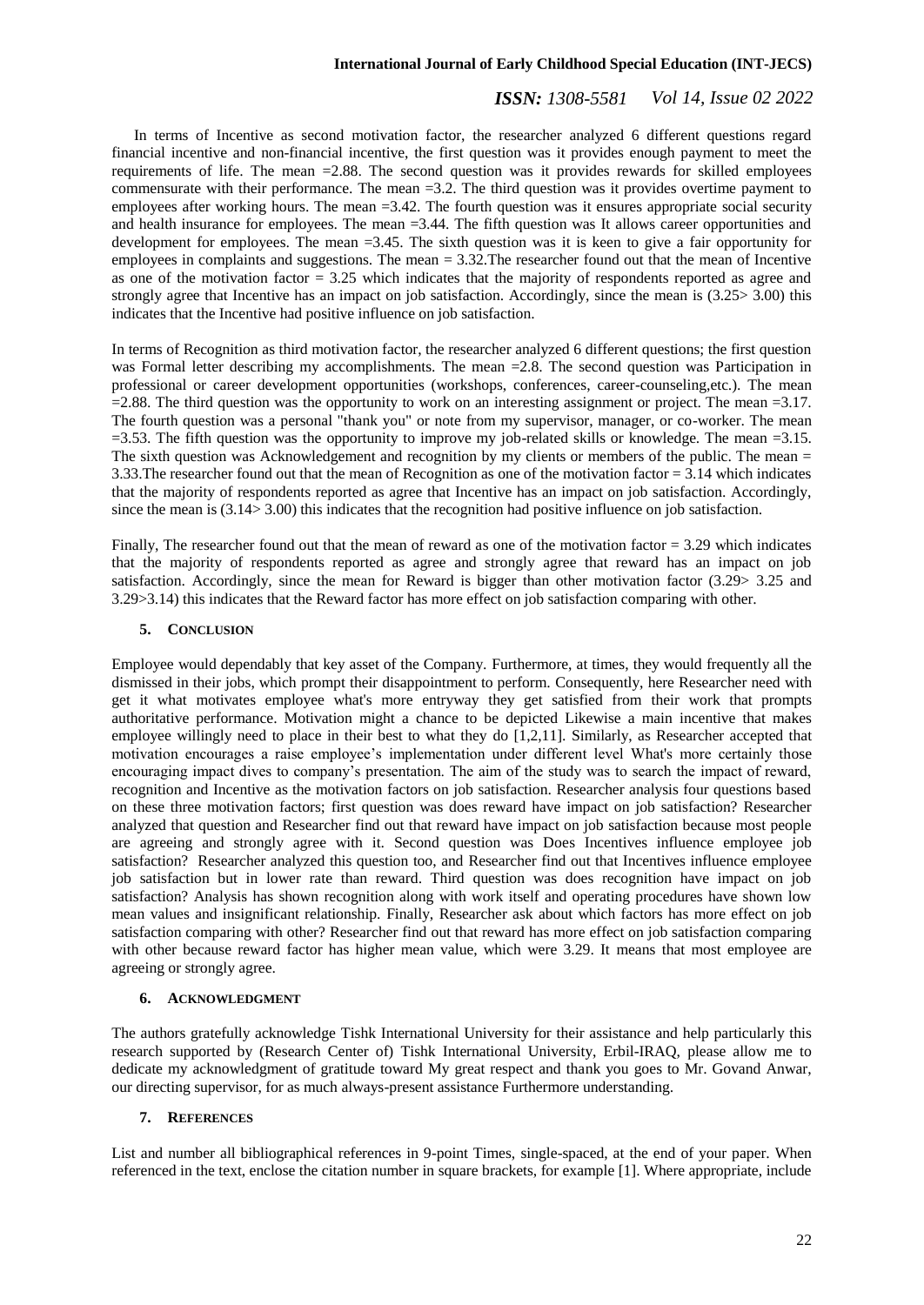In terms of Incentive as second motivation factor, the researcher analyzed 6 different questions regard financial incentive and non-financial incentive, the first question was it provides enough payment to meet the requirements of life. The mean =2.88. The second question was it provides rewards for skilled employees commensurate with their performance. The mean =3.2. The third question was it provides overtime payment to employees after working hours. The mean =3.42. The fourth question was it ensures appropriate social security and health insurance for employees. The mean =3.44. The fifth question was It allows career opportunities and development for employees. The mean =3.45. The sixth question was it is keen to give a fair opportunity for employees in complaints and suggestions. The mean = 3.32.The researcher found out that the mean of Incentive as one of the motivation factor = 3.25 which indicates that the majority of respondents reported as agree and strongly agree that Incentive has an impact on job satisfaction. Accordingly, since the mean is (3.25> 3.00) this indicates that the Incentive had positive influence on job satisfaction.

In terms of Recognition as third motivation factor, the researcher analyzed 6 different questions; the first question was Formal letter describing my accomplishments. The mean =2.8. The second question was Participation in professional or career development opportunities (workshops, conferences, career-counseling,etc.). The mean =2.88. The third question was the opportunity to work on an interesting assignment or project. The mean =3.17. The fourth question was a personal "thank you" or note from my supervisor, manager, or co-worker. The mean =3.53. The fifth question was the opportunity to improve my job-related skills or knowledge. The mean =3.15. The sixth question was Acknowledgement and recognition by my clients or members of the public. The mean = 3.33.The researcher found out that the mean of Recognition as one of the motivation factor = 3.14 which indicates that the majority of respondents reported as agree that Incentive has an impact on job satisfaction. Accordingly, since the mean is (3.14> 3.00) this indicates that the recognition had positive influence on job satisfaction.

Finally, The researcher found out that the mean of reward as one of the motivation factor = 3.29 which indicates that the majority of respondents reported as agree and strongly agree that reward has an impact on job satisfaction. Accordingly, since the mean for Reward is bigger than other motivation factor (3.29> 3.25 and 3.29>3.14) this indicates that the Reward factor has more effect on job satisfaction comparing with other.

## 5. Conclusion

Employee would dependably that key asset of the Company. Furthermore, at times, they would frequently all the dismissed in their jobs, which prompt their disappointment to perform. Consequently, here Researcher need with get it what motivates employee what's more entryway they get satisfied from their work that prompts authoritative performance. Motivation might a chance to be depicted Likewise a main incentive that makes employee willingly need to place in their best to what they do [1,2,11]. Similarly, as Researcher accepted that motivation encourages a raise employee's implementation under different level What's more certainly those encouraging impact dives to company's presentation. The aim of the study was to search the impact of reward, recognition and Incentive as the motivation factors on job satisfaction. Researcher analysis four questions based on these three motivation factors; first question was does reward have impact on job satisfaction? Researcher analyzed that question and Researcher find out that reward have impact on job satisfaction because most people are agreeing and strongly agree with it. Second question was Does Incentives influence employee job satisfaction? Researcher analyzed this question too, and Researcher find out that Incentives influence employee job satisfaction but in lower rate than reward. Third question was does recognition have impact on job satisfaction? Analysis has shown recognition along with work itself and operating procedures have shown low mean values and insignificant relationship. Finally, Researcher ask about which factors has more effect on job satisfaction comparing with other? Researcher find out that reward has more effect on job satisfaction comparing with other because reward factor has higher mean value, which were 3.29. It means that most employee are agreeing or strongly agree.

## 6. Acknowledgment

The authors gratefully acknowledge Tishk International University for their assistance and help particularly this research supported by (Research Center of) Tishk International University, Erbil-IRAQ, please allow me to dedicate my acknowledgment of gratitude toward My great respect and thank you goes to Mr. Govand Anwar, our directing supervisor, for as much always-present assistance Furthermore understanding.

## 7. References

List and number all bibliographical references in 9-point Times, single-spaced, at the end of your paper. When referenced in the text, enclose the citation number in square brackets, for example [1]. Where appropriate, include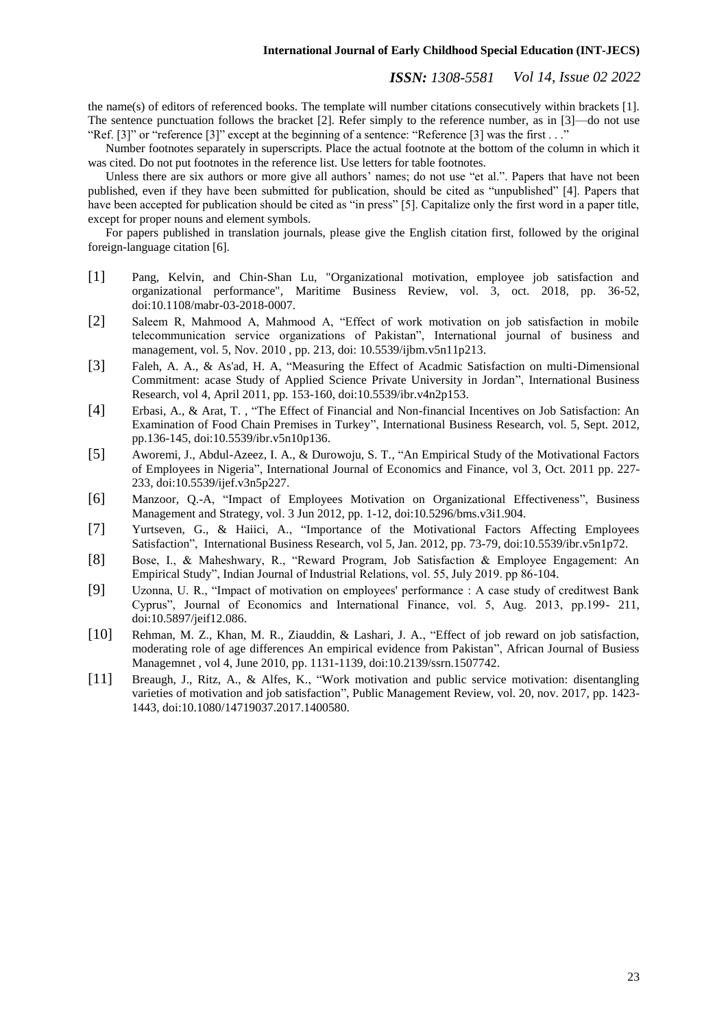the name(s) of editors of referenced books. The template will number citations consecutively within brackets [1]. The sentence punctuation follows the bracket [2]. Refer simply to the reference number, as in [3]—do not use "Ref. [3]" or "reference [3]" except at the beginning of a sentence: "Reference [3] was the first . . ."

Number footnotes separately in superscripts. Place the actual footnote at the bottom of the column in which it was cited. Do not put footnotes in the reference list. Use letters for table footnotes.

Unless there are six authors or more give all authors' names; do not use "et al.". Papers that have not been published, even if they have been submitted for publication, should be cited as "unpublished" [4]. Papers that have been accepted for publication should be cited as "in press" [5]. Capitalize only the first word in a paper title, except for proper nouns and element symbols.

For papers published in translation journals, please give the English citation first, followed by the original foreign-language citation [6].

[1] Pang, Kelvin, and Chin-Shan Lu, "Organizational motivation, employee job satisfaction and organizational performance", Maritime Business Review, vol. 3, oct. 2018, pp. 36-52, doi:10.1108/mabr-03-2018-0007.

[2] Saleem R, Mahmood A, Mahmood A, "Effect of work motivation on job satisfaction in mobile telecommunication service organizations of Pakistan", International journal of business and management, vol. 5, Nov. 2010 , pp. 213, doi: 10.5539/ijbm.v5n11p213.

[3] Faleh, A. A., & As'ad, H. A, "Measuring the Effect of Acadmic Satisfaction on multi-Dimensional Commitment: acase Study of Applied Science Private University in Jordan", International Business Research, vol 4, April 2011, pp. 153-160, doi:10.5539/ibr.v4n2p153.

[4] Erbasi, A., & Arat, T. , "The Effect of Financial and Non-financial Incentives on Job Satisfaction: An Examination of Food Chain Premises in Turkey", International Business Research, vol. 5, Sept. 2012, pp.136-145, doi:10.5539/ibr.v5n10p136.

[5] Aworemi, J., Abdul-Azeez, I. A., & Durowoju, S. T., "An Empirical Study of the Motivational Factors of Employees in Nigeria", International Journal of Economics and Finance, vol 3, Oct. 2011 pp. 227-233, doi:10.5539/ijef.v3n5p227.

[6] Manzoor, Q.-A, "Impact of Employees Motivation on Organizational Effectiveness", Business Management and Strategy, vol. 3 Jun 2012, pp. 1-12, doi:10.5296/bms.v3i1.904.

[7] Yurtseven, G., & Haiici, A., "Importance of the Motivational Factors Affecting Employees Satisfaction", International Business Research, vol 5, Jan. 2012, pp. 73-79, doi:10.5539/ibr.v5n1p72.

[8] Bose, I., & Maheshwary, R., "Reward Program, Job Satisfaction & Employee Engagement: An Empirical Study", Indian Journal of Industrial Relations, vol. 55, July 2019. pp 86-104.

[9] Uzonna, U. R., "Impact of motivation on employees' performance : A case study of creditwest Bank Cyprus", Journal of Economics and International Finance, vol. 5, Aug. 2013, pp.199- 211, doi:10.5897/jeif12.086.

[10] Rehman, M. Z., Khan, M. R., Ziauddin, & Lashari, J. A., "Effect of job reward on job satisfaction, moderating role of age differences An empirical evidence from Pakistan", African Journal of Busiess Managemnet , vol 4, June 2010, pp. 1131-1139, doi:10.2139/ssrn.1507742.

[11] Breaugh, J., Ritz, A., & Alfes, K., "Work motivation and public service motivation: disentangling varieties of motivation and job satisfaction", Public Management Review, vol. 20, nov. 2017, pp. 1423-1443, doi:10.1080/14719037.2017.1400580.